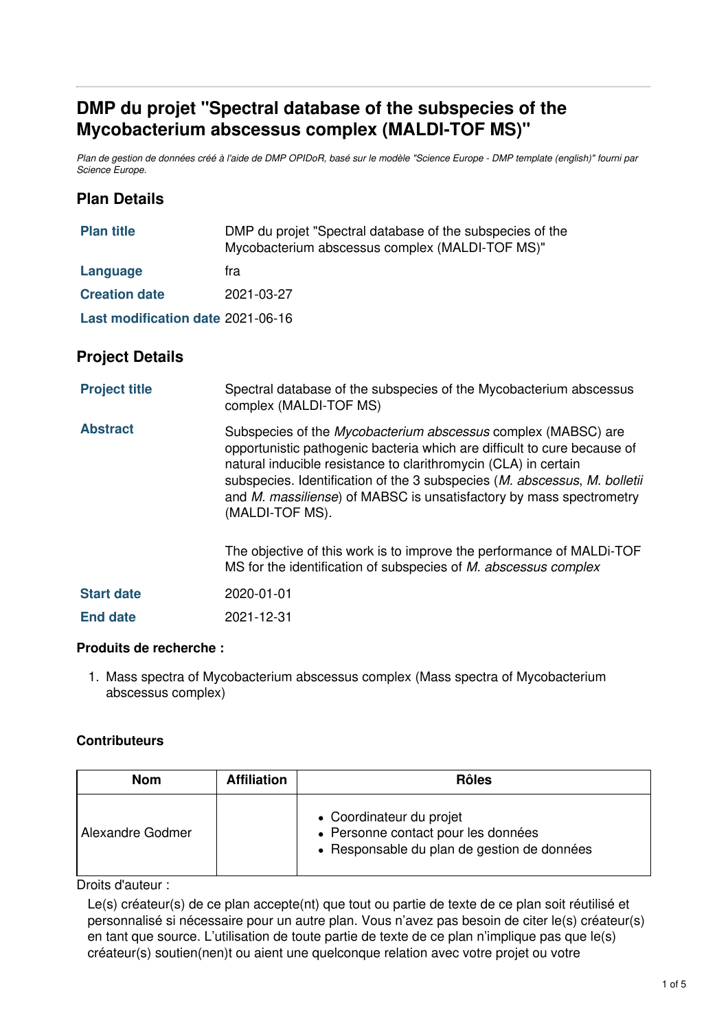# DMP du projet "Spectral database of the subspecies of the Mycobacterium abscessus complex (MALDI-TOF MS)"

*Plan de gestion de données créé à l'aide de DMP OPIDoR, basé sur le modèle "Science Europe - DMP template (english)" fourni par Science Europe.*

## Plan Details

| | |
|---|---|
| **Plan title** | DMP du projet "Spectral database of the subspecies of the Mycobacterium abscessus complex (MALDI-TOF MS)" |
| **Language** | fra |
| **Creation date** | 2021-03-27 |
| **Last modification date** | 2021-06-16 |

## Project Details

| | |
|---|---|
| **Project title** | Spectral database of the subspecies of the Mycobacterium abscessus complex (MALDI-TOF MS) |
| **Abstract** | Subspecies of the *Mycobacterium abscessus* complex (MABSC) are opportunistic pathogenic bacteria which are difficult to cure because of natural inducible resistance to clarithromycin (CLA) in certain subspecies. Identification of the 3 subspecies (*M. abscessus*, *M. bolletii* and *M. massiliense*) of MABSC is unsatisfactory by mass spectrometry (MALDI-TOF MS).<br><br>The objective of this work is to improve the performance of MALDi-TOF MS for the identification of subspecies of *M. abscessus complex* |
| **Start date** | 2020-01-01 |
| **End date** | 2021-12-31 |

### Produits de recherche :

1. Mass spectra of Mycobacterium abscessus complex (Mass spectra of Mycobacterium abscessus complex)

### Contributeurs

| Nom | Affiliation | Rôles |
|---|---|---|
| Alexandre Godmer | | • Coordinateur du projet<br>• Personne contact pour les données<br>• Responsable du plan de gestion de données |

Droits d'auteur :

Le(s) créateur(s) de ce plan accepte(nt) que tout ou partie de texte de ce plan soit réutilisé et personnalisé si nécessaire pour un autre plan. Vous n'avez pas besoin de citer le(s) créateur(s) en tant que source. L'utilisation de toute partie de texte de ce plan n'implique pas que le(s) créateur(s) soutien(nen)t ou aient une quelconque relation avec votre projet ou votre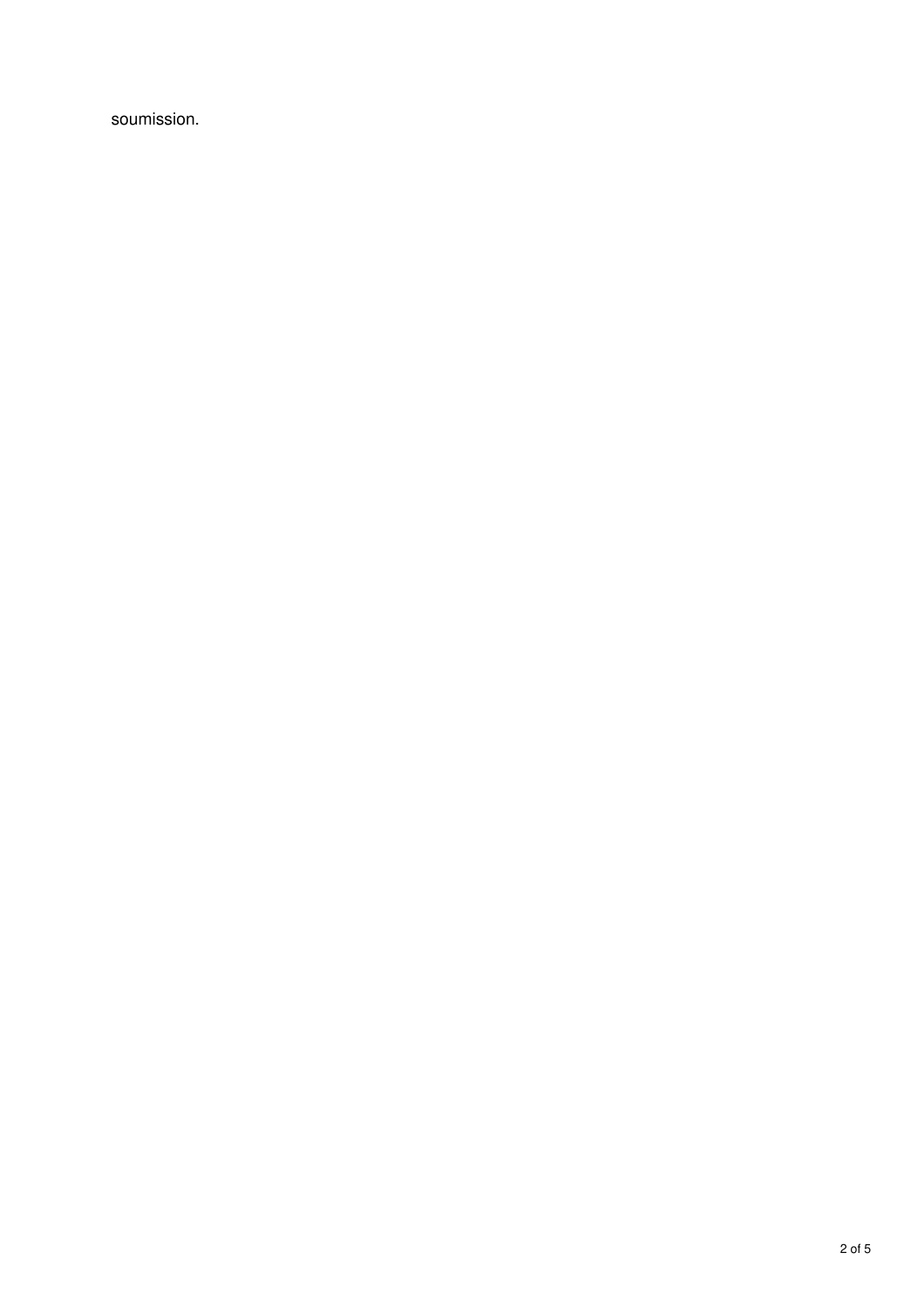soumission.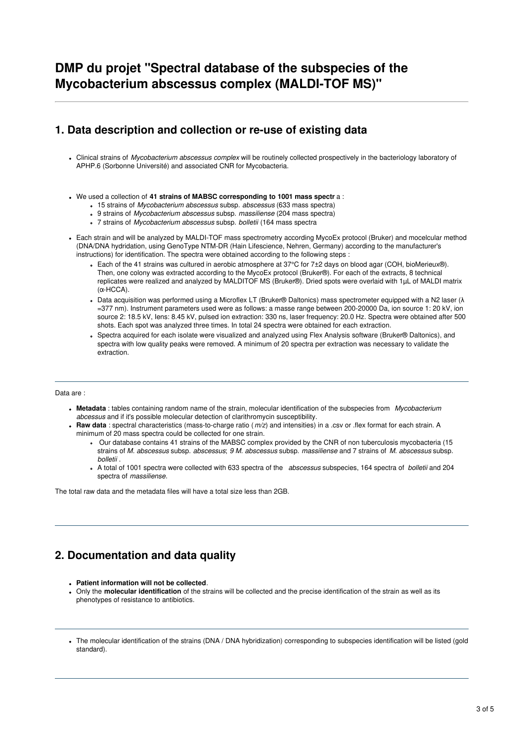# DMP du projet "Spectral database of the subspecies of the Mycobacterium abscessus complex (MALDI-TOF MS)"

## 1. Data description and collection or re-use of existing data

- Clinical strains of *Mycobacterium abscessus complex* will be routinely collected prospectively in the bacteriology laboratory of APHP.6 (Sorbonne Université) and associated CNR for Mycobacteria.

- We used a collection of **41 strains of MABSC corresponding to 1001 mass spectr** a :
  - 15 strains of *Mycobacterium abscessus* subsp. *abscessus* (633 mass spectra)
  - 9 strains of *Mycobacterium abscessus* subsp. *massiliense* (204 mass spectra)
  - 7 strains of *Mycobacterium abscessus* subsp. *bolletii* (164 mass spectra

- Each strain and will be analyzed by MALDI-TOF mass spectrometry according MycoEx protocol (Bruker) and mocelcular method (DNA/DNA hydridation, using GenoType NTM-DR (Hain Lifescience, Nehren, Germany) according to the manufacturer's instructions) for identification. The spectra were obtained according to the following steps :
  - Each of the 41 strains was cultured in aerobic atmosphere at 37°C for 7±2 days on blood agar (COH, bioMerieux®). Then, one colony was extracted according to the MycoEx protocol (Bruker®). For each of the extracts, 8 technical replicates were realized and analyzed by MALDITOF MS (Bruker®). Dried spots were overlaid with 1µL of MALDI matrix (α-HCCA).
  - Data acquisition was performed using a Microflex LT (Bruker® Daltonics) mass spectrometer equipped with a N2 laser (λ =377 nm). Instrument parameters used were as follows: a masse range between 200-20000 Da, ion source 1: 20 kV, ion source 2: 18.5 kV, lens: 8.45 kV, pulsed ion extraction: 330 ns, laser frequency: 20.0 Hz. Spectra were obtained after 500 shots. Each spot was analyzed three times. In total 24 spectra were obtained for each extraction.
  - Spectra acquired for each isolate were visualized and analyzed using Flex Analysis software (Bruker® Daltonics), and spectra with low quality peaks were removed. A minimum of 20 spectra per extraction was necessary to validate the extraction.

---

Data are :

- **Metadata** : tables containing random name of the strain, molecular identification of the subspecies from *Mycobacterium abcessus* and if it's possible molecular detection of clarithromycin susceptibility.
- **Raw data** : spectral characteristics (mass-to-charge ratio (*m/z*) and intensities) in a .csv or .flex format for each strain. A minimum of 20 mass spectra could be collected for one strain.
  - Our database contains 41 strains of the MABSC complex provided by the CNR of non tuberculosis mycobacteria (15 strains of *M. abscessus* subsp. *abscessus*; *9 M. abscessus* subsp. *massiliense* and 7 strains of *M. abscessus* subsp. *bolletii* .
  - A total of 1001 spectra were collected with 633 spectra of the *abscessus* subspecies, 164 spectra of *bolletii* and 204 spectra of *massiliense*.

The total raw data and the metadata files will have a total size less than 2GB.

---

## 2. Documentation and data quality

- **Patient information will not be collected**.
- Only the **molecular identification** of the strains will be collected and the precise identification of the strain as well as its phenotypes of resistance to antibiotics.

---

- The molecular identification of the strains (DNA / DNA hybridization) corresponding to subspecies identification will be listed (gold standard).

---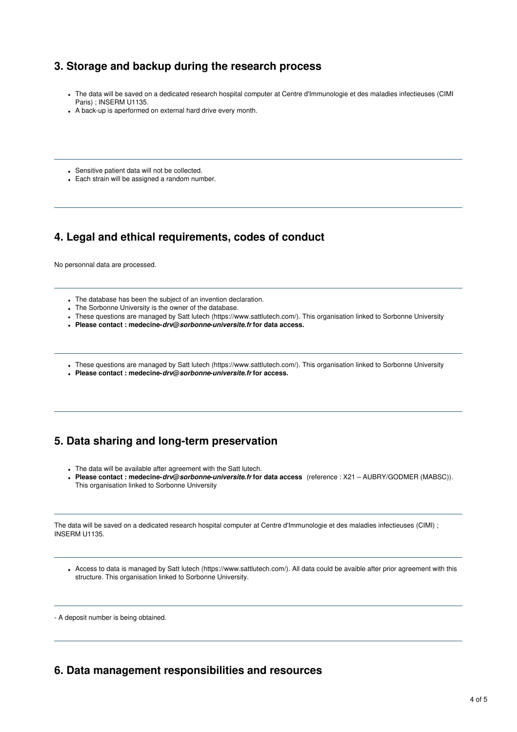## 3. Storage and backup during the research process

- The data will be saved on a dedicated research hospital computer at Centre d'Immunologie et des maladies infectieuses (CIMI Paris) ; INSERM U1135.
- A back-up is aperformed on external hard drive every month.

---

- Sensitive patient data will not be collected.
- Each strain will be assigned a random number.

---

## 4. Legal and ethical requirements, codes of conduct

No personnal data are processed.

---

- The database has been the subject of an invention declaration.
- The Sorbonne University is the owner of the database.
- These questions are managed by Satt lutech (https://www.sattlutech.com/). This organisation linked to Sorbonne University
- **Please contact : medecine-*drv@sorbonne-universite.fr* for data access.**

---

- These questions are managed by Satt lutech (https://www.sattlutech.com/). This organisation linked to Sorbonne University
- **Please contact : medecine-*drv@sorbonne-universite.fr* for access.**

---

## 5. Data sharing and long-term preservation

- The data will be available after agreement with the Satt lutech.
- **Please contact : medecine-*drv@sorbonne-universite.fr* for data access** (reference : X21 – AUBRY/GODMER (MABSC)). This organisation linked to Sorbonne University

---

The data will be saved on a dedicated research hospital computer at Centre d'Immunologie et des maladies infectieuses (CIMI) ; INSERM U1135.

---

- Access to data is managed by Satt lutech (https://www.sattlutech.com/). All data could be avaible after prior agreement with this structure. This organisation linked to Sorbonne University.

---

- A deposit number is being obtained.

---

## 6. Data management responsibilities and resources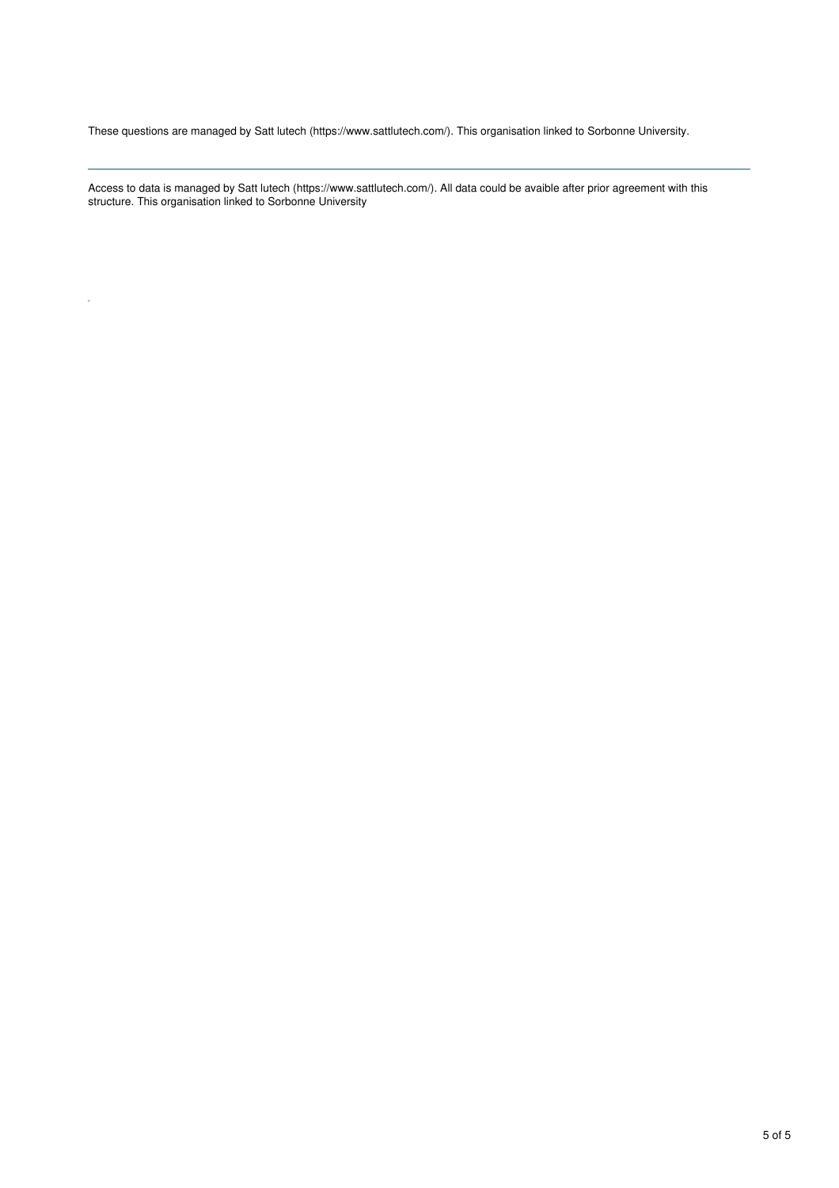These questions are managed by Satt lutech (https://www.sattlutech.com/). This organisation linked to Sorbonne University.

---

Access to data is managed by Satt lutech (https://www.sattlutech.com/). All data could be avaible after prior agreement with this structure. This organisation linked to Sorbonne University